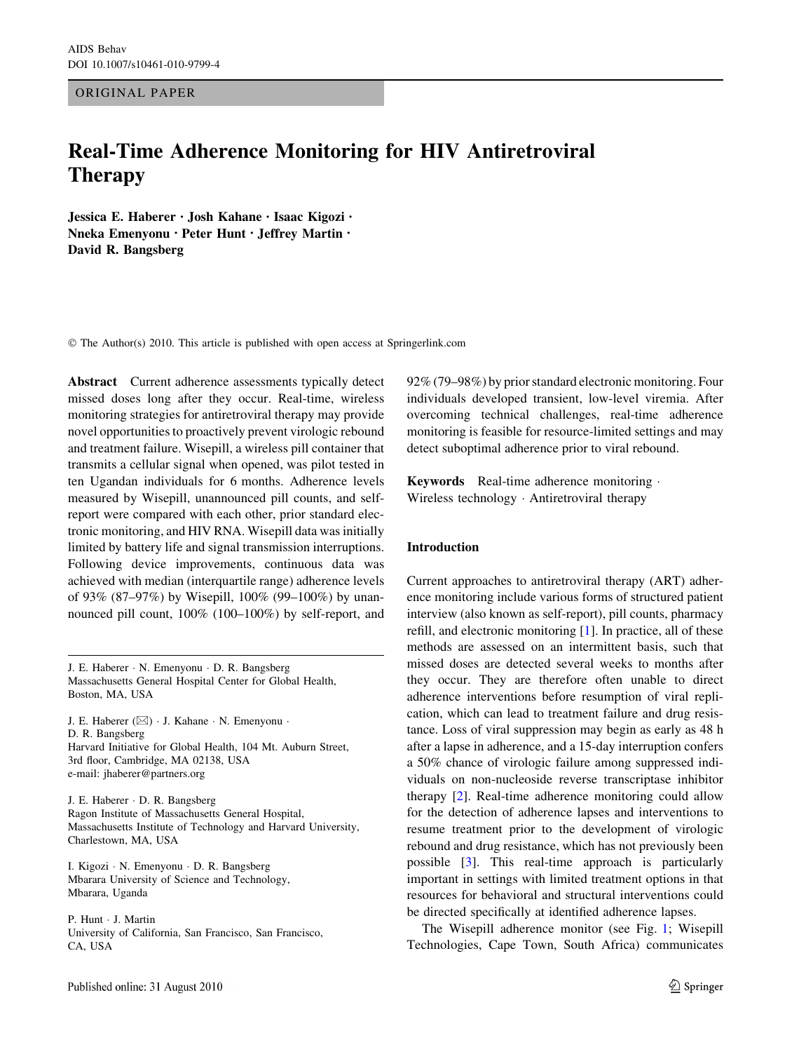AIDS Behav
DOI 10.1007/s10461-010-9799-4

ORIGINAL PAPER

# Real-Time Adherence Monitoring for HIV Antiretroviral Therapy

**Jessica E. Haberer · Josh Kahane · Isaac Kigozi · Nneka Emenyonu · Peter Hunt · Jeffrey Martin · David R. Bangsberg**

© The Author(s) 2010. This article is published with open access at Springerlink.com

**Abstract** Current adherence assessments typically detect missed doses long after they occur. Real-time, wireless monitoring strategies for antiretroviral therapy may provide novel opportunities to proactively prevent virologic rebound and treatment failure. Wisepill, a wireless pill container that transmits a cellular signal when opened, was pilot tested in ten Ugandan individuals for 6 months. Adherence levels measured by Wisepill, unannounced pill counts, and self-report were compared with each other, prior standard electronic monitoring, and HIV RNA. Wisepill data was initially limited by battery life and signal transmission interruptions. Following device improvements, continuous data was achieved with median (interquartile range) adherence levels of 93% (87–97%) by Wisepill, 100% (99–100%) by unannounced pill count, 100% (100–100%) by self-report, and 92% (79–98%) by prior standard electronic monitoring. Four individuals developed transient, low-level viremia. After overcoming technical challenges, real-time adherence monitoring is feasible for resource-limited settings and may detect suboptimal adherence prior to viral rebound.

**Keywords** Real-time adherence monitoring · Wireless technology · Antiretroviral therapy

J. E. Haberer · N. Emenyonu · D. R. Bangsberg
Massachusetts General Hospital Center for Global Health, Boston, MA, USA

J. E. Haberer (✉) · J. Kahane · N. Emenyonu · D. R. Bangsberg
Harvard Initiative for Global Health, 104 Mt. Auburn Street, 3rd floor, Cambridge, MA 02138, USA
e-mail: jhaberer@partners.org

J. E. Haberer · D. R. Bangsberg
Ragon Institute of Massachusetts General Hospital, Massachusetts Institute of Technology and Harvard University, Charlestown, MA, USA

I. Kigozi · N. Emenyonu · D. R. Bangsberg
Mbarara University of Science and Technology, Mbarara, Uganda

P. Hunt · J. Martin
University of California, San Francisco, San Francisco, CA, USA

## Introduction

Current approaches to antiretroviral therapy (ART) adherence monitoring include various forms of structured patient interview (also known as self-report), pill counts, pharmacy refill, and electronic monitoring [1]. In practice, all of these methods are assessed on an intermittent basis, such that missed doses are detected several weeks to months after they occur. They are therefore often unable to direct adherence interventions before resumption of viral replication, which can lead to treatment failure and drug resistance. Loss of viral suppression may begin as early as 48 h after a lapse in adherence, and a 15-day interruption confers a 50% chance of virologic failure among suppressed individuals on non-nucleoside reverse transcriptase inhibitor therapy [2]. Real-time adherence monitoring could allow for the detection of adherence lapses and interventions to resume treatment prior to the development of virologic rebound and drug resistance, which has not previously been possible [3]. This real-time approach is particularly important in settings with limited treatment options in that resources for behavioral and structural interventions could be directed specifically at identified adherence lapses.

The Wisepill adherence monitor (see Fig. 1; Wisepill Technologies, Cape Town, South Africa) communicates

Published online: 31 August 2010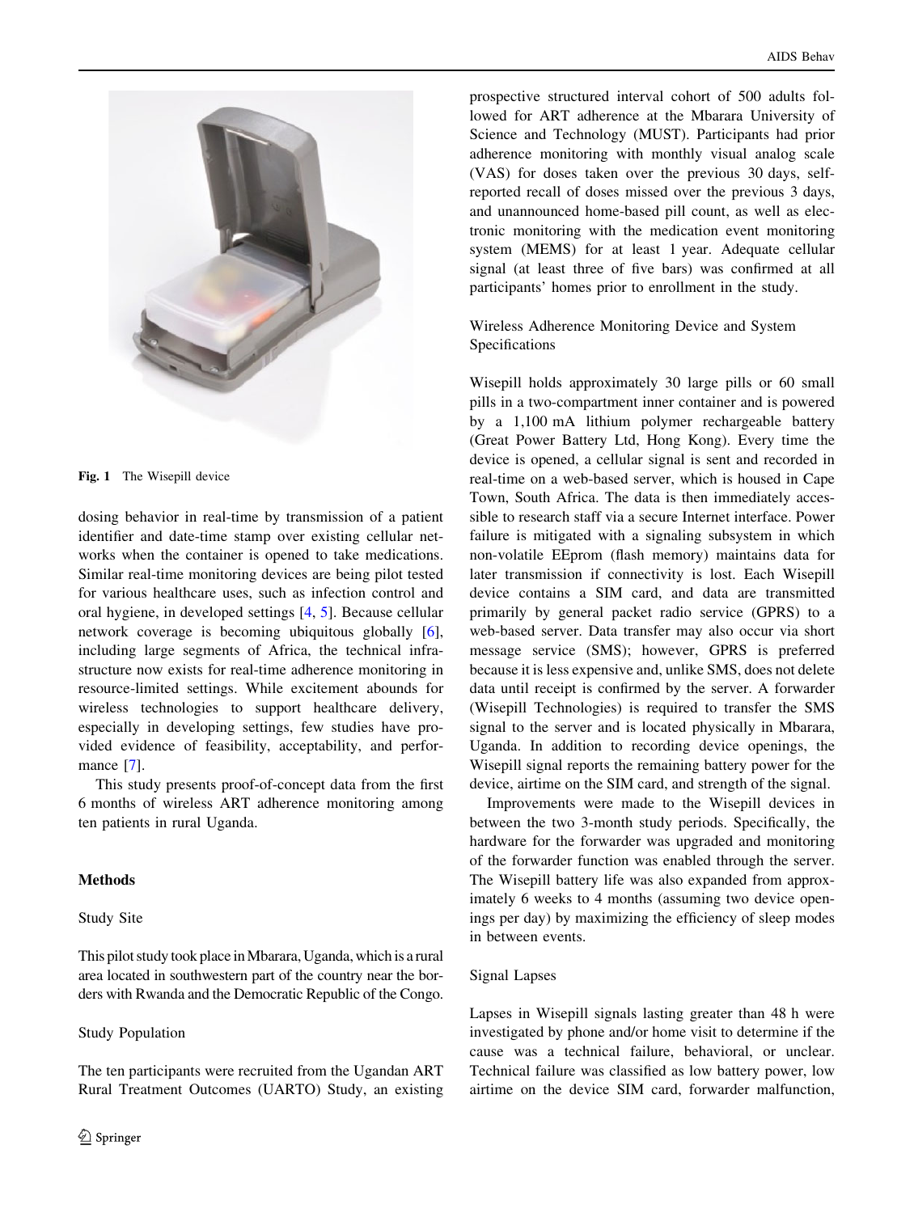Fig. 1 The Wisepill device

dosing behavior in real-time by transmission of a patient identifier and date-time stamp over existing cellular networks when the container is opened to take medications. Similar real-time monitoring devices are being pilot tested for various healthcare uses, such as infection control and oral hygiene, in developed settings [4, 5]. Because cellular network coverage is becoming ubiquitous globally [6], including large segments of Africa, the technical infrastructure now exists for real-time adherence monitoring in resource-limited settings. While excitement abounds for wireless technologies to support healthcare delivery, especially in developing settings, few studies have provided evidence of feasibility, acceptability, and performance [7].

This study presents proof-of-concept data from the first 6 months of wireless ART adherence monitoring among ten patients in rural Uganda.

## Methods

### Study Site

This pilot study took place in Mbarara, Uganda, which is a rural area located in southwestern part of the country near the borders with Rwanda and the Democratic Republic of the Congo.

### Study Population

The ten participants were recruited from the Ugandan ART Rural Treatment Outcomes (UARTO) Study, an existing prospective structured interval cohort of 500 adults followed for ART adherence at the Mbarara University of Science and Technology (MUST). Participants had prior adherence monitoring with monthly visual analog scale (VAS) for doses taken over the previous 30 days, self-reported recall of doses missed over the previous 3 days, and unannounced home-based pill count, as well as electronic monitoring with the medication event monitoring system (MEMS) for at least 1 year. Adequate cellular signal (at least three of five bars) was confirmed at all participants' homes prior to enrollment in the study.

### Wireless Adherence Monitoring Device and System Specifications

Wisepill holds approximately 30 large pills or 60 small pills in a two-compartment inner container and is powered by a 1,100 mA lithium polymer rechargeable battery (Great Power Battery Ltd, Hong Kong). Every time the device is opened, a cellular signal is sent and recorded in real-time on a web-based server, which is housed in Cape Town, South Africa. The data is then immediately accessible to research staff via a secure Internet interface. Power failure is mitigated with a signaling subsystem in which non-volatile EEprom (flash memory) maintains data for later transmission if connectivity is lost. Each Wisepill device contains a SIM card, and data are transmitted primarily by general packet radio service (GPRS) to a web-based server. Data transfer may also occur via short message service (SMS); however, GPRS is preferred because it is less expensive and, unlike SMS, does not delete data until receipt is confirmed by the server. A forwarder (Wisepill Technologies) is required to transfer the SMS signal to the server and is located physically in Mbarara, Uganda. In addition to recording device openings, the Wisepill signal reports the remaining battery power for the device, airtime on the SIM card, and strength of the signal.

Improvements were made to the Wisepill devices in between the two 3-month study periods. Specifically, the hardware for the forwarder was upgraded and monitoring of the forwarder function was enabled through the server. The Wisepill battery life was also expanded from approximately 6 weeks to 4 months (assuming two device openings per day) by maximizing the efficiency of sleep modes in between events.

### Signal Lapses

Lapses in Wisepill signals lasting greater than 48 h were investigated by phone and/or home visit to determine if the cause was a technical failure, behavioral, or unclear. Technical failure was classified as low battery power, low airtime on the device SIM card, forwarder malfunction,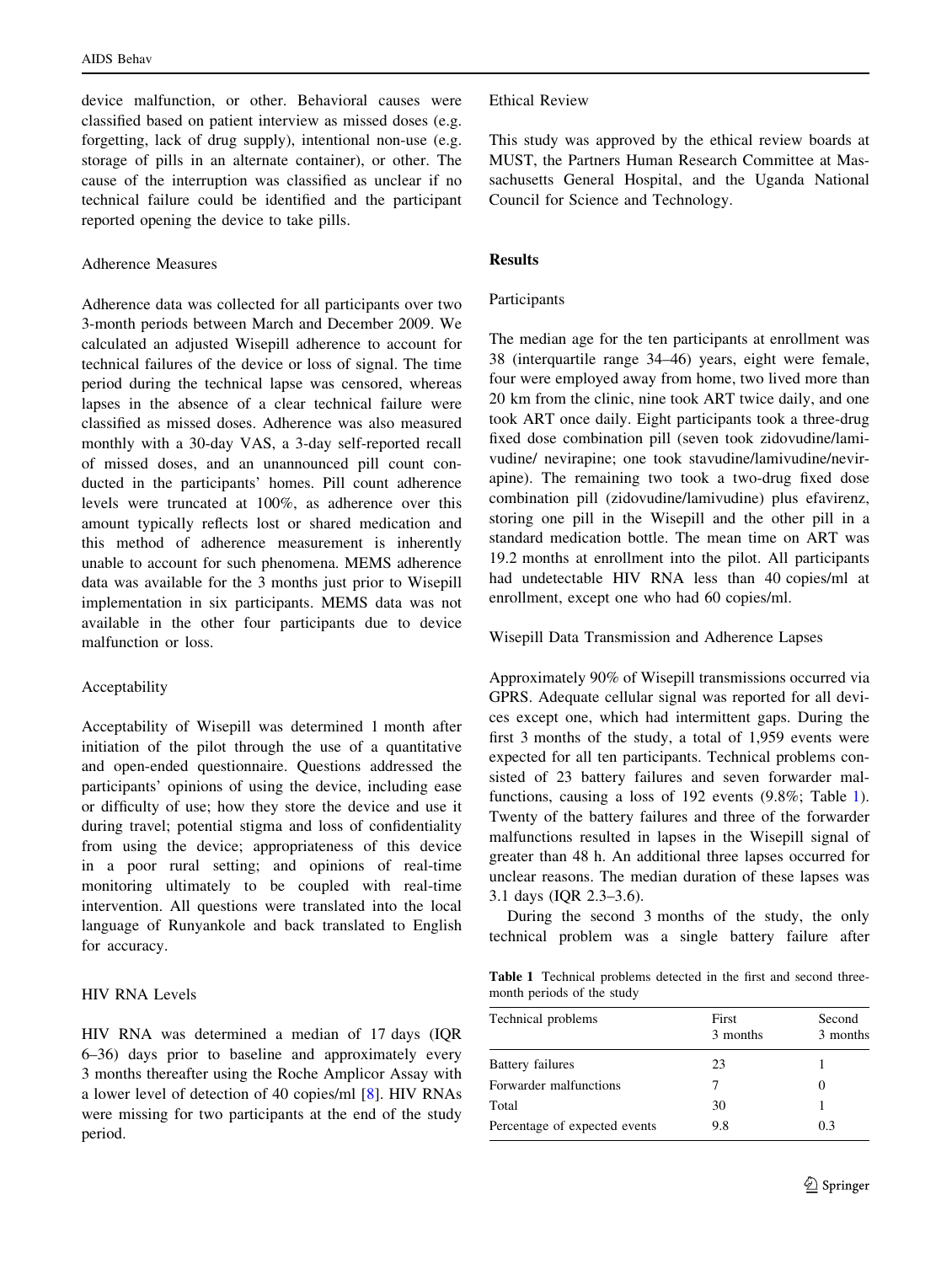device malfunction, or other. Behavioral causes were classified based on patient interview as missed doses (e.g. forgetting, lack of drug supply), intentional non-use (e.g. storage of pills in an alternate container), or other. The cause of the interruption was classified as unclear if no technical failure could be identified and the participant reported opening the device to take pills.

### Adherence Measures

Adherence data was collected for all participants over two 3-month periods between March and December 2009. We calculated an adjusted Wisepill adherence to account for technical failures of the device or loss of signal. The time period during the technical lapse was censored, whereas lapses in the absence of a clear technical failure were classified as missed doses. Adherence was also measured monthly with a 30-day VAS, a 3-day self-reported recall of missed doses, and an unannounced pill count conducted in the participants' homes. Pill count adherence levels were truncated at 100%, as adherence over this amount typically reflects lost or shared medication and this method of adherence measurement is inherently unable to account for such phenomena. MEMS adherence data was available for the 3 months just prior to Wisepill implementation in six participants. MEMS data was not available in the other four participants due to device malfunction or loss.

### Acceptability

Acceptability of Wisepill was determined 1 month after initiation of the pilot through the use of a quantitative and open-ended questionnaire. Questions addressed the participants' opinions of using the device, including ease or difficulty of use; how they store the device and use it during travel; potential stigma and loss of confidentiality from using the device; appropriateness of this device in a poor rural setting; and opinions of real-time monitoring ultimately to be coupled with real-time intervention. All questions were translated into the local language of Runyankole and back translated to English for accuracy.

### HIV RNA Levels

HIV RNA was determined a median of 17 days (IQR 6–36) days prior to baseline and approximately every 3 months thereafter using the Roche Amplicor Assay with a lower level of detection of 40 copies/ml [8]. HIV RNAs were missing for two participants at the end of the study period.

### Ethical Review

This study was approved by the ethical review boards at MUST, the Partners Human Research Committee at Massachusetts General Hospital, and the Uganda National Council for Science and Technology.

## Results

### Participants

The median age for the ten participants at enrollment was 38 (interquartile range 34–46) years, eight were female, four were employed away from home, two lived more than 20 km from the clinic, nine took ART twice daily, and one took ART once daily. Eight participants took a three-drug fixed dose combination pill (seven took zidovudine/lamivudine/ nevirapine; one took stavudine/lamivudine/nevirapine). The remaining two took a two-drug fixed dose combination pill (zidovudine/lamivudine) plus efavirenz, storing one pill in the Wisepill and the other pill in a standard medication bottle. The mean time on ART was 19.2 months at enrollment into the pilot. All participants had undetectable HIV RNA less than 40 copies/ml at enrollment, except one who had 60 copies/ml.

### Wisepill Data Transmission and Adherence Lapses

Approximately 90% of Wisepill transmissions occurred via GPRS. Adequate cellular signal was reported for all devices except one, which had intermittent gaps. During the first 3 months of the study, a total of 1,959 events were expected for all ten participants. Technical problems consisted of 23 battery failures and seven forwarder malfunctions, causing a loss of 192 events (9.8%; Table 1). Twenty of the battery failures and three of the forwarder malfunctions resulted in lapses in the Wisepill signal of greater than 48 h. An additional three lapses occurred for unclear reasons. The median duration of these lapses was 3.1 days (IQR 2.3–3.6).

During the second 3 months of the study, the only technical problem was a single battery failure after

**Table 1** Technical problems detected in the first and second three-month periods of the study

| Technical problems | First 3 months | Second 3 months |
|---|---|---|
| Battery failures | 23 | 1 |
| Forwarder malfunctions | 7 | 0 |
| Total | 30 | 1 |
| Percentage of expected events | 9.8 | 0.3 |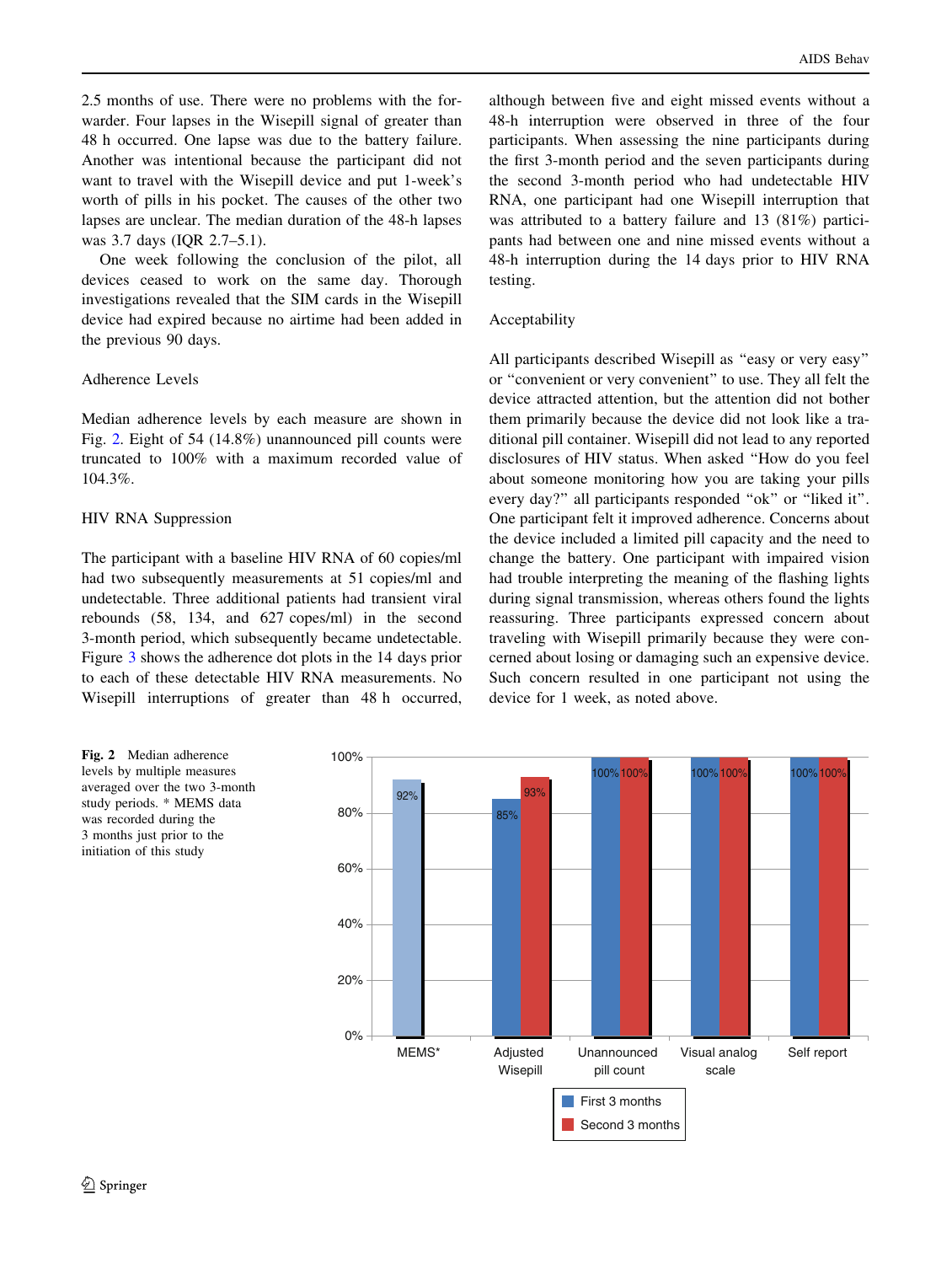2.5 months of use. There were no problems with the forwarder. Four lapses in the Wisepill signal of greater than 48 h occurred. One lapse was due to the battery failure. Another was intentional because the participant did not want to travel with the Wisepill device and put 1-week's worth of pills in his pocket. The causes of the other two lapses are unclear. The median duration of the 48-h lapses was 3.7 days (IQR 2.7–5.1).

One week following the conclusion of the pilot, all devices ceased to work on the same day. Thorough investigations revealed that the SIM cards in the Wisepill device had expired because no airtime had been added in the previous 90 days.

## Adherence Levels

Median adherence levels by each measure are shown in Fig. 2. Eight of 54 (14.8%) unannounced pill counts were truncated to 100% with a maximum recorded value of 104.3%.

## HIV RNA Suppression

The participant with a baseline HIV RNA of 60 copies/ml had two subsequently measurements at 51 copies/ml and undetectable. Three additional patients had transient viral rebounds (58, 134, and 627 copies/ml) in the second 3-month period, which subsequently became undetectable. Figure 3 shows the adherence dot plots in the 14 days prior to each of these detectable HIV RNA measurements. No Wisepill interruptions of greater than 48 h occurred, although between five and eight missed events without a 48-h interruption were observed in three of the four participants. When assessing the nine participants during the first 3-month period and the seven participants during the second 3-month period who had undetectable HIV RNA, one participant had one Wisepill interruption that was attributed to a battery failure and 13 (81%) participants had between one and nine missed events without a 48-h interruption during the 14 days prior to HIV RNA testing.

## Acceptability

All participants described Wisepill as "easy or very easy" or "convenient or very convenient" to use. They all felt the device attracted attention, but the attention did not bother them primarily because the device did not look like a traditional pill container. Wisepill did not lead to any reported disclosures of HIV status. When asked "How do you feel about someone monitoring how you are taking your pills every day?" all participants responded "ok" or "liked it". One participant felt it improved adherence. Concerns about the device included a limited pill capacity and the need to change the battery. One participant with impaired vision had trouble interpreting the meaning of the flashing lights during signal transmission, whereas others found the lights reassuring. Three participants expressed concern about traveling with Wisepill primarily because they were concerned about losing or damaging such an expensive device. Such concern resulted in one participant not using the device for 1 week, as noted above.

| Measure | First 3 months | Second 3 months |
|---|---|---|
| MEMS* | 92% | |
| Adjusted Wisepill | 85% | 93% |
| Unannounced pill count | 100% | 100% |
| Visual analog scale | 100% | 100% |
| Self report | 100% | 100% |

**Fig. 2** Median adherence levels by multiple measures averaged over the two 3-month study periods. * MEMS data was recorded during the 3 months just prior to the initiation of this study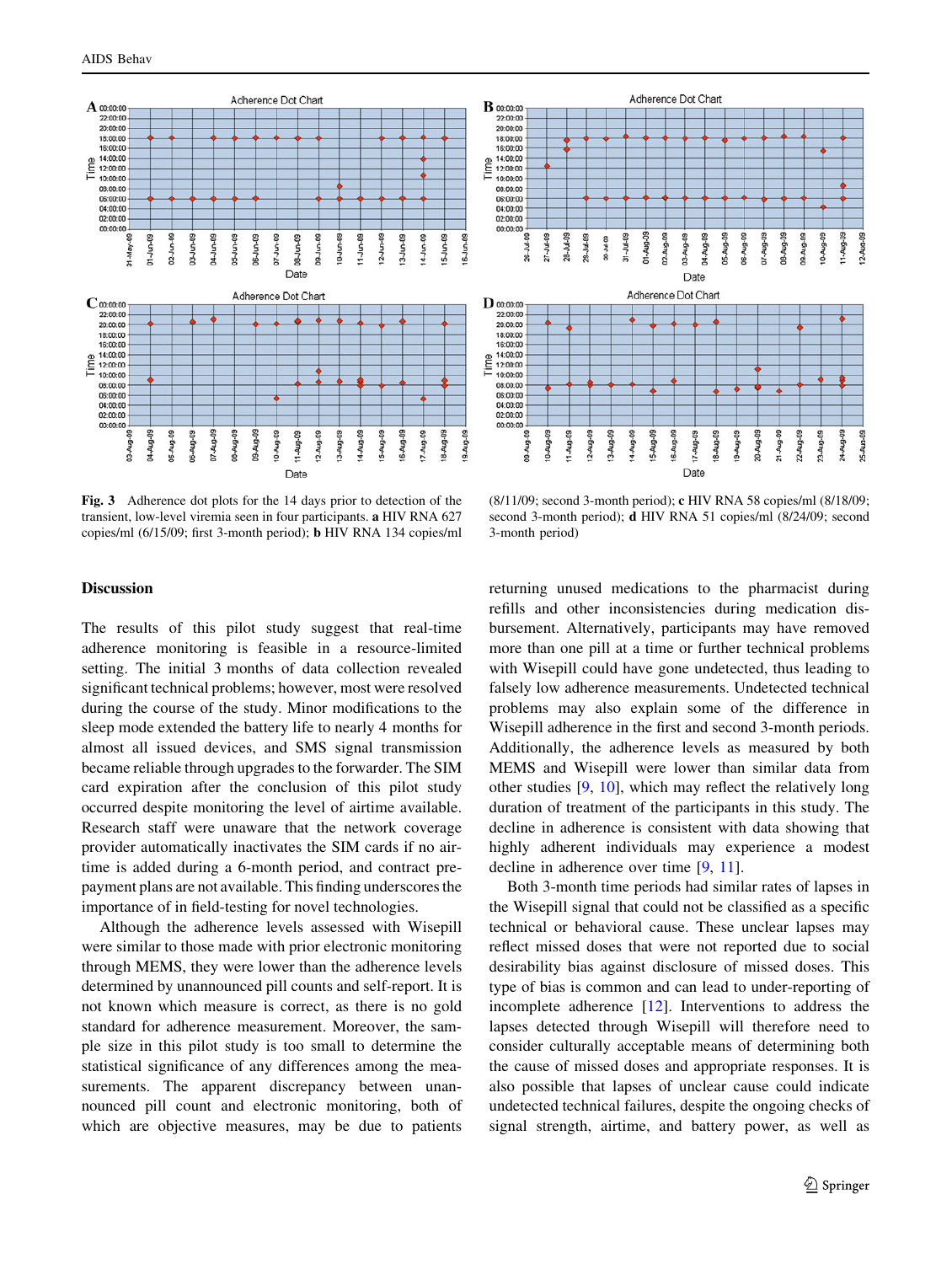**Fig. 3** Adherence dot plots for the 14 days prior to detection of the transient, low-level viremia seen in four participants. **a** HIV RNA 627 copies/ml (6/15/09; first 3-month period); **b** HIV RNA 134 copies/ml (8/11/09; second 3-month period); **c** HIV RNA 58 copies/ml (8/18/09; second 3-month period); **d** HIV RNA 51 copies/ml (8/24/09; second 3-month period)

## Discussion

The results of this pilot study suggest that real-time adherence monitoring is feasible in a resource-limited setting. The initial 3 months of data collection revealed significant technical problems; however, most were resolved during the course of the study. Minor modifications to the sleep mode extended the battery life to nearly 4 months for almost all issued devices, and SMS signal transmission became reliable through upgrades to the forwarder. The SIM card expiration after the conclusion of this pilot study occurred despite monitoring the level of airtime available. Research staff were unaware that the network coverage provider automatically inactivates the SIM cards if no airtime is added during a 6-month period, and contract prepayment plans are not available. This finding underscores the importance of in field-testing for novel technologies.

Although the adherence levels assessed with Wisepill were similar to those made with prior electronic monitoring through MEMS, they were lower than the adherence levels determined by unannounced pill counts and self-report. It is not known which measure is correct, as there is no gold standard for adherence measurement. Moreover, the sample size in this pilot study is too small to determine the statistical significance of any differences among the measurements. The apparent discrepancy between unannounced pill count and electronic monitoring, both of which are objective measures, may be due to patients returning unused medications to the pharmacist during refills and other inconsistencies during medication disbursement. Alternatively, participants may have removed more than one pill at a time or further technical problems with Wisepill could have gone undetected, thus leading to falsely low adherence measurements. Undetected technical problems may also explain some of the difference in Wisepill adherence in the first and second 3-month periods. Additionally, the adherence levels as measured by both MEMS and Wisepill were lower than similar data from other studies [9, 10], which may reflect the relatively long duration of treatment of the participants in this study. The decline in adherence is consistent with data showing that highly adherent individuals may experience a modest decline in adherence over time [9, 11].

Both 3-month time periods had similar rates of lapses in the Wisepill signal that could not be classified as a specific technical or behavioral cause. These unclear lapses may reflect missed doses that were not reported due to social desirability bias against disclosure of missed doses. This type of bias is common and can lead to under-reporting of incomplete adherence [12]. Interventions to address the lapses detected through Wisepill will therefore need to consider culturally acceptable means of determining both the cause of missed doses and appropriate responses. It is also possible that lapses of unclear cause could indicate undetected technical failures, despite the ongoing checks of signal strength, airtime, and battery power, as well as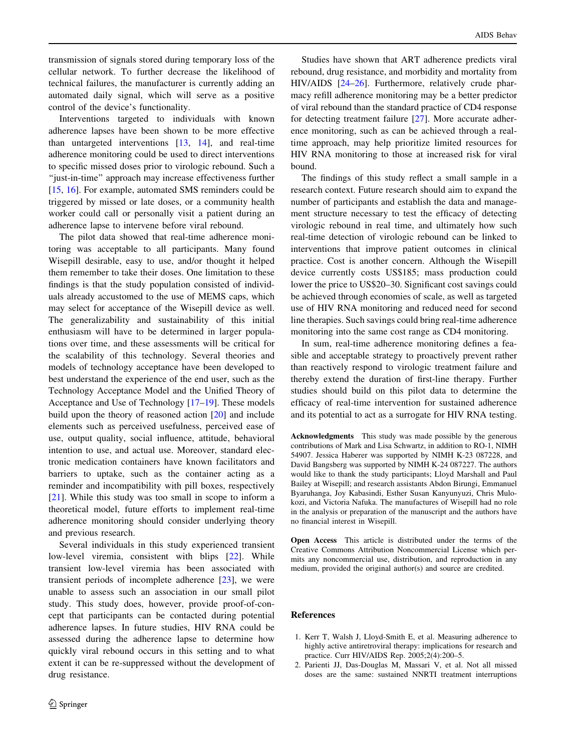transmission of signals stored during temporary loss of the cellular network. To further decrease the likelihood of technical failures, the manufacturer is currently adding an automated daily signal, which will serve as a positive control of the device's functionality.

Interventions targeted to individuals with known adherence lapses have been shown to be more effective than untargeted interventions [13, 14], and real-time adherence monitoring could be used to direct interventions to specific missed doses prior to virologic rebound. Such a "just-in-time" approach may increase effectiveness further [15, 16]. For example, automated SMS reminders could be triggered by missed or late doses, or a community health worker could call or personally visit a patient during an adherence lapse to intervene before viral rebound.

The pilot data showed that real-time adherence monitoring was acceptable to all participants. Many found Wisepill desirable, easy to use, and/or thought it helped them remember to take their doses. One limitation to these findings is that the study population consisted of individuals already accustomed to the use of MEMS caps, which may select for acceptance of the Wisepill device as well. The generalizability and sustainability of this initial enthusiasm will have to be determined in larger populations over time, and these assessments will be critical for the scalability of this technology. Several theories and models of technology acceptance have been developed to best understand the experience of the end user, such as the Technology Acceptance Model and the Unified Theory of Acceptance and Use of Technology [17–19]. These models build upon the theory of reasoned action [20] and include elements such as perceived usefulness, perceived ease of use, output quality, social influence, attitude, behavioral intention to use, and actual use. Moreover, standard electronic medication containers have known facilitators and barriers to uptake, such as the container acting as a reminder and incompatibility with pill boxes, respectively [21]. While this study was too small in scope to inform a theoretical model, future efforts to implement real-time adherence monitoring should consider underlying theory and previous research.

Several individuals in this study experienced transient low-level viremia, consistent with blips [22]. While transient low-level viremia has been associated with transient periods of incomplete adherence [23], we were unable to assess such an association in our small pilot study. This study does, however, provide proof-of-concept that participants can be contacted during potential adherence lapses. In future studies, HIV RNA could be assessed during the adherence lapse to determine how quickly viral rebound occurs in this setting and to what extent it can be re-suppressed without the development of drug resistance.

Studies have shown that ART adherence predicts viral rebound, drug resistance, and morbidity and mortality from HIV/AIDS [24–26]. Furthermore, relatively crude pharmacy refill adherence monitoring may be a better predictor of viral rebound than the standard practice of CD4 response for detecting treatment failure [27]. More accurate adherence monitoring, such as can be achieved through a real-time approach, may help prioritize limited resources for HIV RNA monitoring to those at increased risk for viral bound.

The findings of this study reflect a small sample in a research context. Future research should aim to expand the number of participants and establish the data and management structure necessary to test the efficacy of detecting virologic rebound in real time, and ultimately how such real-time detection of virologic rebound can be linked to interventions that improve patient outcomes in clinical practice. Cost is another concern. Although the Wisepill device currently costs US$185; mass production could lower the price to US$20–30. Significant cost savings could be achieved through economies of scale, as well as targeted use of HIV RNA monitoring and reduced need for second line therapies. Such savings could bring real-time adherence monitoring into the same cost range as CD4 monitoring.

In sum, real-time adherence monitoring defines a feasible and acceptable strategy to proactively prevent rather than reactively respond to virologic treatment failure and thereby extend the duration of first-line therapy. Further studies should build on this pilot data to determine the efficacy of real-time intervention for sustained adherence and its potential to act as a surrogate for HIV RNA testing.

**Acknowledgments** This study was made possible by the generous contributions of Mark and Lisa Schwartz, in addition to RO-1, NIMH 54907. Jessica Haberer was supported by NIMH K-23 087228, and David Bangsberg was supported by NIMH K-24 087227. The authors would like to thank the study participants; Lloyd Marshall and Paul Bailey at Wisepill; and research assistants Abdon Birungi, Emmanuel Byaruhanga, Joy Kabasindi, Esther Susan Kanyunyuzi, Chris Mulokozi, and Victoria Nafuka. The manufactures of Wisepill had no role in the analysis or preparation of the manuscript and the authors have no financial interest in Wisepill.

**Open Access** This article is distributed under the terms of the Creative Commons Attribution Noncommercial License which permits any noncommercial use, distribution, and reproduction in any medium, provided the original author(s) and source are credited.

## References

1. Kerr T, Walsh J, Lloyd-Smith E, et al. Measuring adherence to highly active antiretroviral therapy: implications for research and practice. Curr HIV/AIDS Rep. 2005;2(4):200–5.
2. Parienti JJ, Das-Douglas M, Massari V, et al. Not all missed doses are the same: sustained NNRTI treatment interruptions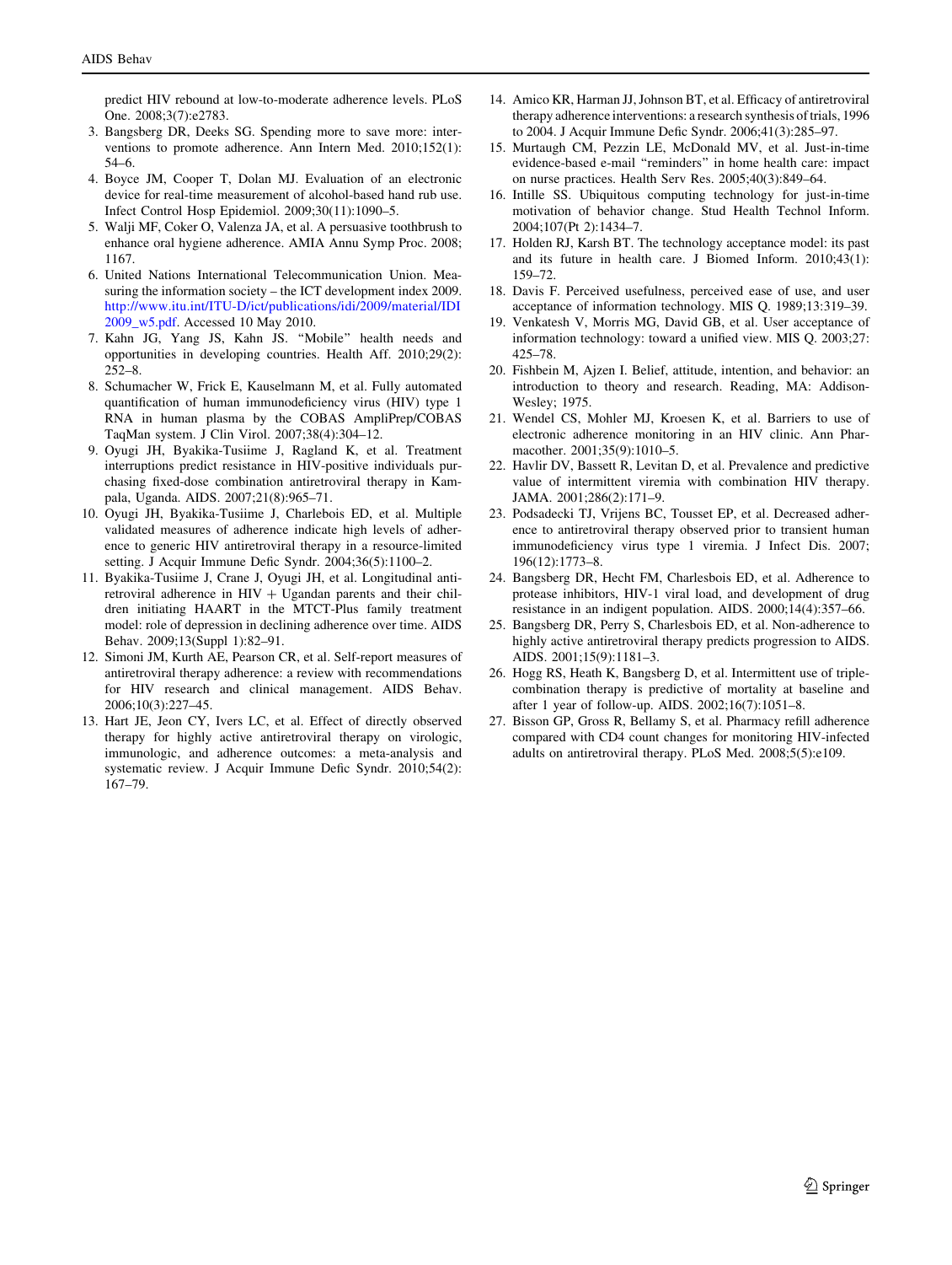predict HIV rebound at low-to-moderate adherence levels. PLoS One. 2008;3(7):e2783.

3. Bangsberg DR, Deeks SG. Spending more to save more: interventions to promote adherence. Ann Intern Med. 2010;152(1):54–6.
4. Boyce JM, Cooper T, Dolan MJ. Evaluation of an electronic device for real-time measurement of alcohol-based hand rub use. Infect Control Hosp Epidemiol. 2009;30(11):1090–5.
5. Walji MF, Coker O, Valenza JA, et al. A persuasive toothbrush to enhance oral hygiene adherence. AMIA Annu Symp Proc. 2008;1167.
6. United Nations International Telecommunication Union. Measuring the information society – the ICT development index 2009. http://www.itu.int/ITU-D/ict/publications/idi/2009/material/IDI2009_w5.pdf. Accessed 10 May 2010.
7. Kahn JG, Yang JS, Kahn JS. "Mobile" health needs and opportunities in developing countries. Health Aff. 2010;29(2):252–8.
8. Schumacher W, Frick E, Kauselmann M, et al. Fully automated quantification of human immunodeficiency virus (HIV) type 1 RNA in human plasma by the COBAS AmpliPrep/COBAS TaqMan system. J Clin Virol. 2007;38(4):304–12.
9. Oyugi JH, Byakika-Tusiime J, Ragland K, et al. Treatment interruptions predict resistance in HIV-positive individuals purchasing fixed-dose combination antiretroviral therapy in Kampala, Uganda. AIDS. 2007;21(8):965–71.
10. Oyugi JH, Byakika-Tusiime J, Charlebois ED, et al. Multiple validated measures of adherence indicate high levels of adherence to generic HIV antiretroviral therapy in a resource-limited setting. J Acquir Immune Defic Syndr. 2004;36(5):1100–2.
11. Byakika-Tusiime J, Crane J, Oyugi JH, et al. Longitudinal antiretroviral adherence in HIV + Ugandan parents and their children initiating HAART in the MTCT-Plus family treatment model: role of depression in declining adherence over time. AIDS Behav. 2009;13(Suppl 1):82–91.
12. Simoni JM, Kurth AE, Pearson CR, et al. Self-report measures of antiretroviral therapy adherence: a review with recommendations for HIV research and clinical management. AIDS Behav. 2006;10(3):227–45.
13. Hart JE, Jeon CY, Ivers LC, et al. Effect of directly observed therapy for highly active antiretroviral therapy on virologic, immunologic, and adherence outcomes: a meta-analysis and systematic review. J Acquir Immune Defic Syndr. 2010;54(2):167–79.
14. Amico KR, Harman JJ, Johnson BT, et al. Efficacy of antiretroviral therapy adherence interventions: a research synthesis of trials, 1996 to 2004. J Acquir Immune Defic Syndr. 2006;41(3):285–97.
15. Murtaugh CM, Pezzin LE, McDonald MV, et al. Just-in-time evidence-based e-mail "reminders" in home health care: impact on nurse practices. Health Serv Res. 2005;40(3):849–64.
16. Intille SS. Ubiquitous computing technology for just-in-time motivation of behavior change. Stud Health Technol Inform. 2004;107(Pt 2):1434–7.
17. Holden RJ, Karsh BT. The technology acceptance model: its past and its future in health care. J Biomed Inform. 2010;43(1):159–72.
18. Davis F. Perceived usefulness, perceived ease of use, and user acceptance of information technology. MIS Q. 1989;13:319–39.
19. Venkatesh V, Morris MG, David GB, et al. User acceptance of information technology: toward a unified view. MIS Q. 2003;27:425–78.
20. Fishbein M, Ajzen I. Belief, attitude, intention, and behavior: an introduction to theory and research. Reading, MA: Addison-Wesley; 1975.
21. Wendel CS, Mohler MJ, Kroesen K, et al. Barriers to use of electronic adherence monitoring in an HIV clinic. Ann Pharmacother. 2001;35(9):1010–5.
22. Havlir DV, Bassett R, Levitan D, et al. Prevalence and predictive value of intermittent viremia with combination HIV therapy. JAMA. 2001;286(2):171–9.
23. Podsadecki TJ, Vrijens BC, Tousset EP, et al. Decreased adherence to antiretroviral therapy observed prior to transient human immunodeficiency virus type 1 viremia. J Infect Dis. 2007;196(12):1773–8.
24. Bangsberg DR, Hecht FM, Charlebois ED, et al. Adherence to protease inhibitors, HIV-1 viral load, and development of drug resistance in an indigent population. AIDS. 2000;14(4):357–66.
25. Bangsberg DR, Perry S, Charlebois ED, et al. Non-adherence to highly active antiretroviral therapy predicts progression to AIDS. AIDS. 2001;15(9):1181–3.
26. Hogg RS, Heath K, Bangsberg D, et al. Intermittent use of triple-combination therapy is predictive of mortality at baseline and after 1 year of follow-up. AIDS. 2002;16(7):1051–8.
27. Bisson GP, Gross R, Bellamy S, et al. Pharmacy refill adherence compared with CD4 count changes for monitoring HIV-infected adults on antiretroviral therapy. PLoS Med. 2008;5(5):e109.